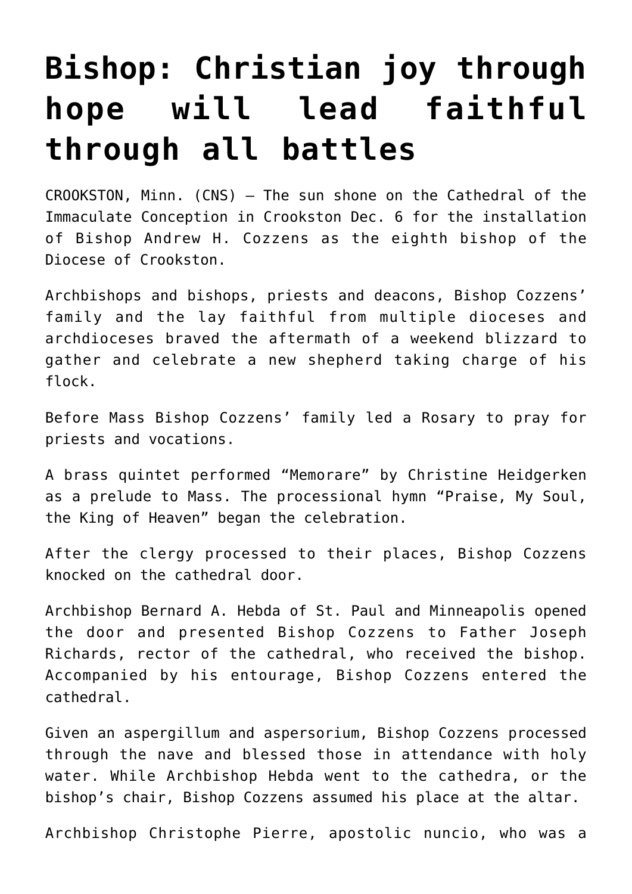# Bishop: Christian joy through hope will lead faithful through all battles

CROOKSTON, Minn. (CNS) — The sun shone on the Cathedral of the Immaculate Conception in Crookston Dec. 6 for the installation of Bishop Andrew H. Cozzens as the eighth bishop of the Diocese of Crookston.

Archbishops and bishops, priests and deacons, Bishop Cozzens' family and the lay faithful from multiple dioceses and archdioceses braved the aftermath of a weekend blizzard to gather and celebrate a new shepherd taking charge of his flock.

Before Mass Bishop Cozzens' family led a Rosary to pray for priests and vocations.

A brass quintet performed "Memorare" by Christine Heidgerken as a prelude to Mass. The processional hymn "Praise, My Soul, the King of Heaven" began the celebration.

After the clergy processed to their places, Bishop Cozzens knocked on the cathedral door.

Archbishop Bernard A. Hebda of St. Paul and Minneapolis opened the door and presented Bishop Cozzens to Father Joseph Richards, rector of the cathedral, who received the bishop. Accompanied by his entourage, Bishop Cozzens entered the cathedral.

Given an aspergillum and aspersorium, Bishop Cozzens processed through the nave and blessed those in attendance with holy water. While Archbishop Hebda went to the cathedra, or the bishop's chair, Bishop Cozzens assumed his place at the altar.

Archbishop Christophe Pierre, apostolic nuncio, who was a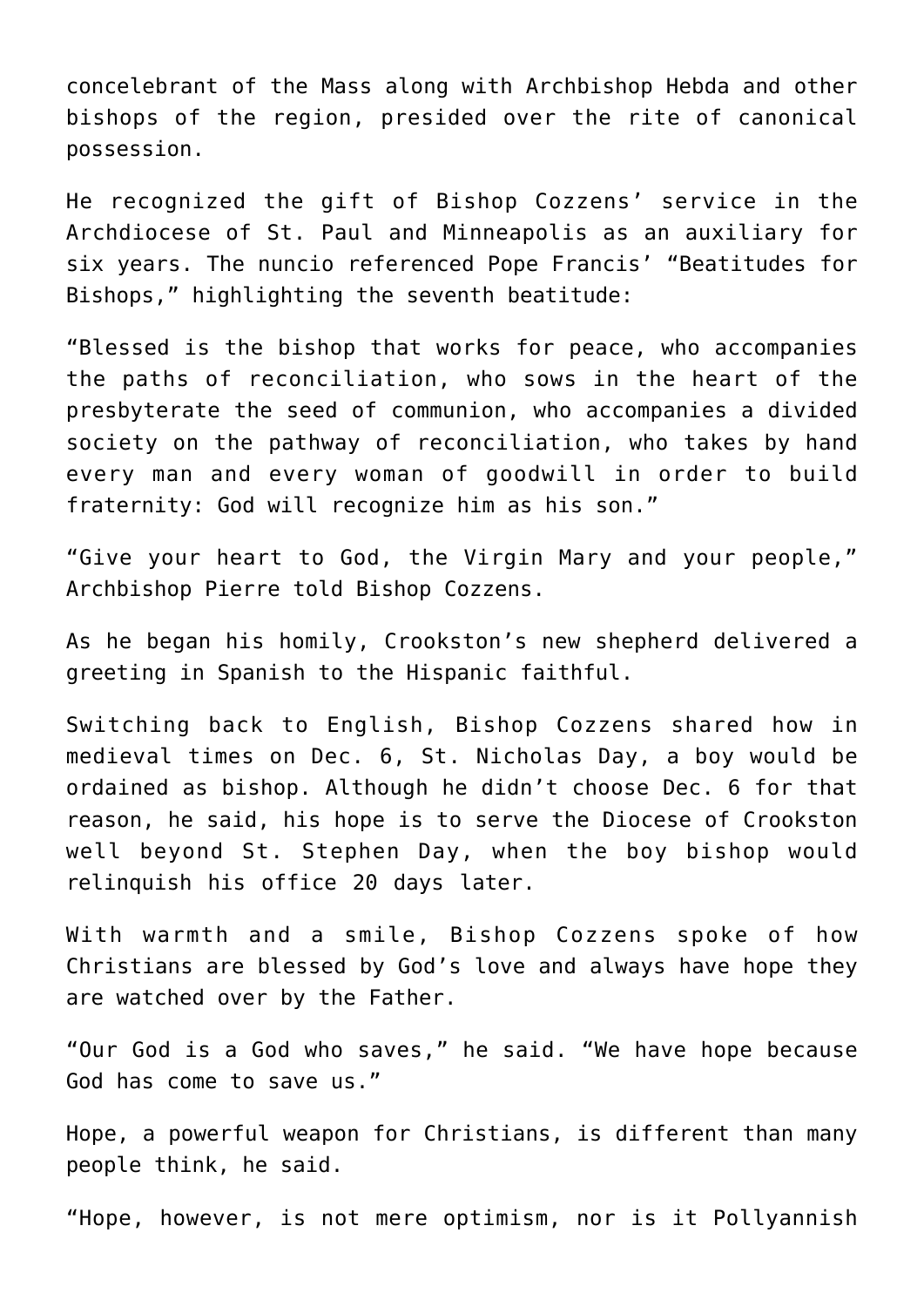concelebrant of the Mass along with Archbishop Hebda and other bishops of the region, presided over the rite of canonical possession.

He recognized the gift of Bishop Cozzens' service in the Archdiocese of St. Paul and Minneapolis as an auxiliary for six years. The nuncio referenced Pope Francis' "Beatitudes for Bishops," highlighting the seventh beatitude:

"Blessed is the bishop that works for peace, who accompanies the paths of reconciliation, who sows in the heart of the presbyterate the seed of communion, who accompanies a divided society on the pathway of reconciliation, who takes by hand every man and every woman of goodwill in order to build fraternity: God will recognize him as his son."

"Give your heart to God, the Virgin Mary and your people," Archbishop Pierre told Bishop Cozzens.

As he began his homily, Crookston's new shepherd delivered a greeting in Spanish to the Hispanic faithful.

Switching back to English, Bishop Cozzens shared how in medieval times on Dec. 6, St. Nicholas Day, a boy would be ordained as bishop. Although he didn't choose Dec. 6 for that reason, he said, his hope is to serve the Diocese of Crookston well beyond St. Stephen Day, when the boy bishop would relinquish his office 20 days later.

With warmth and a smile, Bishop Cozzens spoke of how Christians are blessed by God's love and always have hope they are watched over by the Father.

"Our God is a God who saves," he said. "We have hope because God has come to save us."

Hope, a powerful weapon for Christians, is different than many people think, he said.

"Hope, however, is not mere optimism, nor is it Pollyannish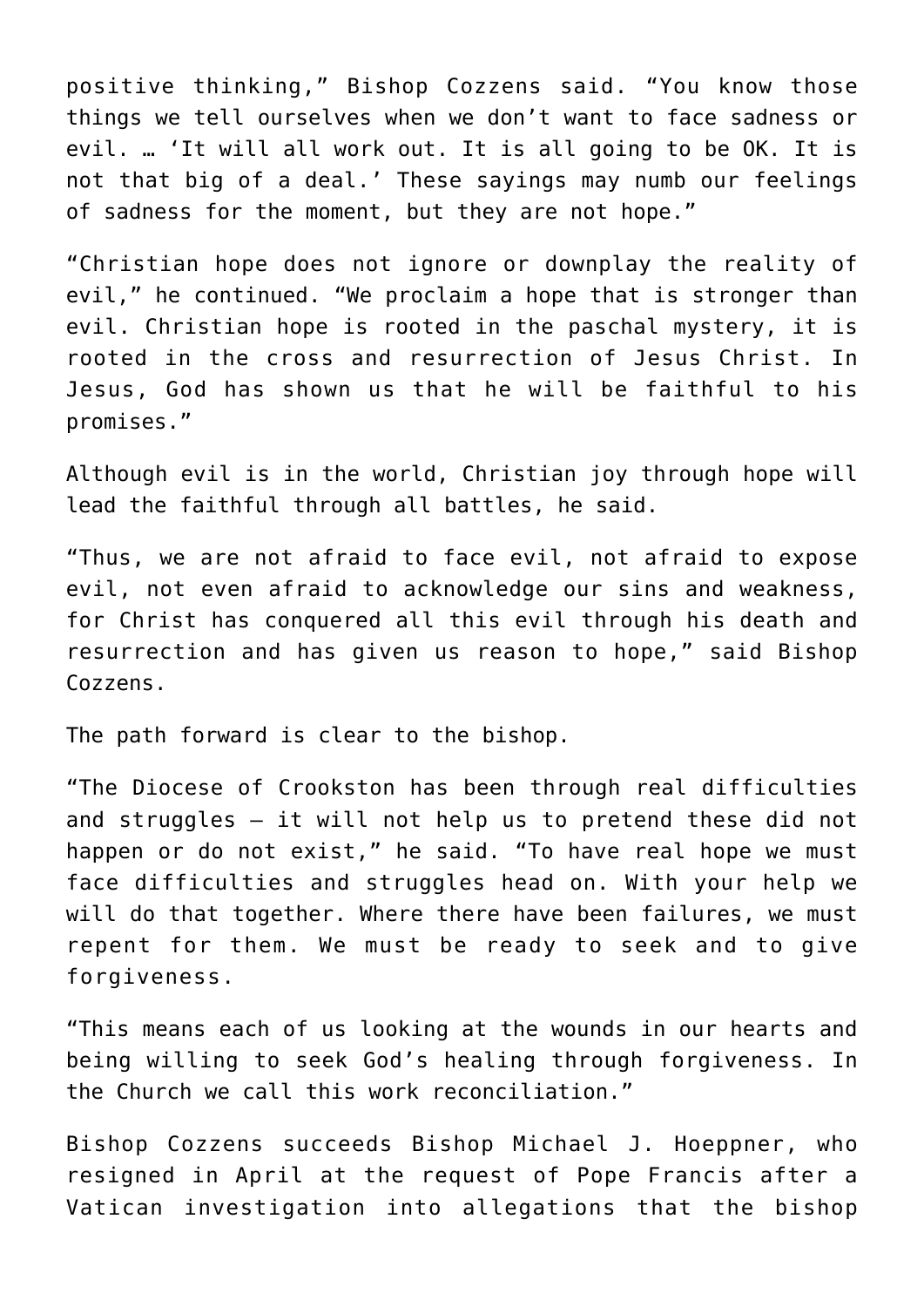positive thinking," Bishop Cozzens said. "You know those things we tell ourselves when we don't want to face sadness or evil. … 'It will all work out. It is all going to be OK. It is not that big of a deal.' These sayings may numb our feelings of sadness for the moment, but they are not hope."

"Christian hope does not ignore or downplay the reality of evil," he continued. "We proclaim a hope that is stronger than evil. Christian hope is rooted in the paschal mystery, it is rooted in the cross and resurrection of Jesus Christ. In Jesus, God has shown us that he will be faithful to his promises."

Although evil is in the world, Christian joy through hope will lead the faithful through all battles, he said.

"Thus, we are not afraid to face evil, not afraid to expose evil, not even afraid to acknowledge our sins and weakness, for Christ has conquered all this evil through his death and resurrection and has given us reason to hope," said Bishop Cozzens.

The path forward is clear to the bishop.

"The Diocese of Crookston has been through real difficulties and struggles – it will not help us to pretend these did not happen or do not exist," he said. "To have real hope we must face difficulties and struggles head on. With your help we will do that together. Where there have been failures, we must repent for them. We must be ready to seek and to give forgiveness.

"This means each of us looking at the wounds in our hearts and being willing to seek God's healing through forgiveness. In the Church we call this work reconciliation."

Bishop Cozzens succeeds Bishop Michael J. Hoeppner, who resigned in April at the request of Pope Francis after a Vatican investigation into allegations that the bishop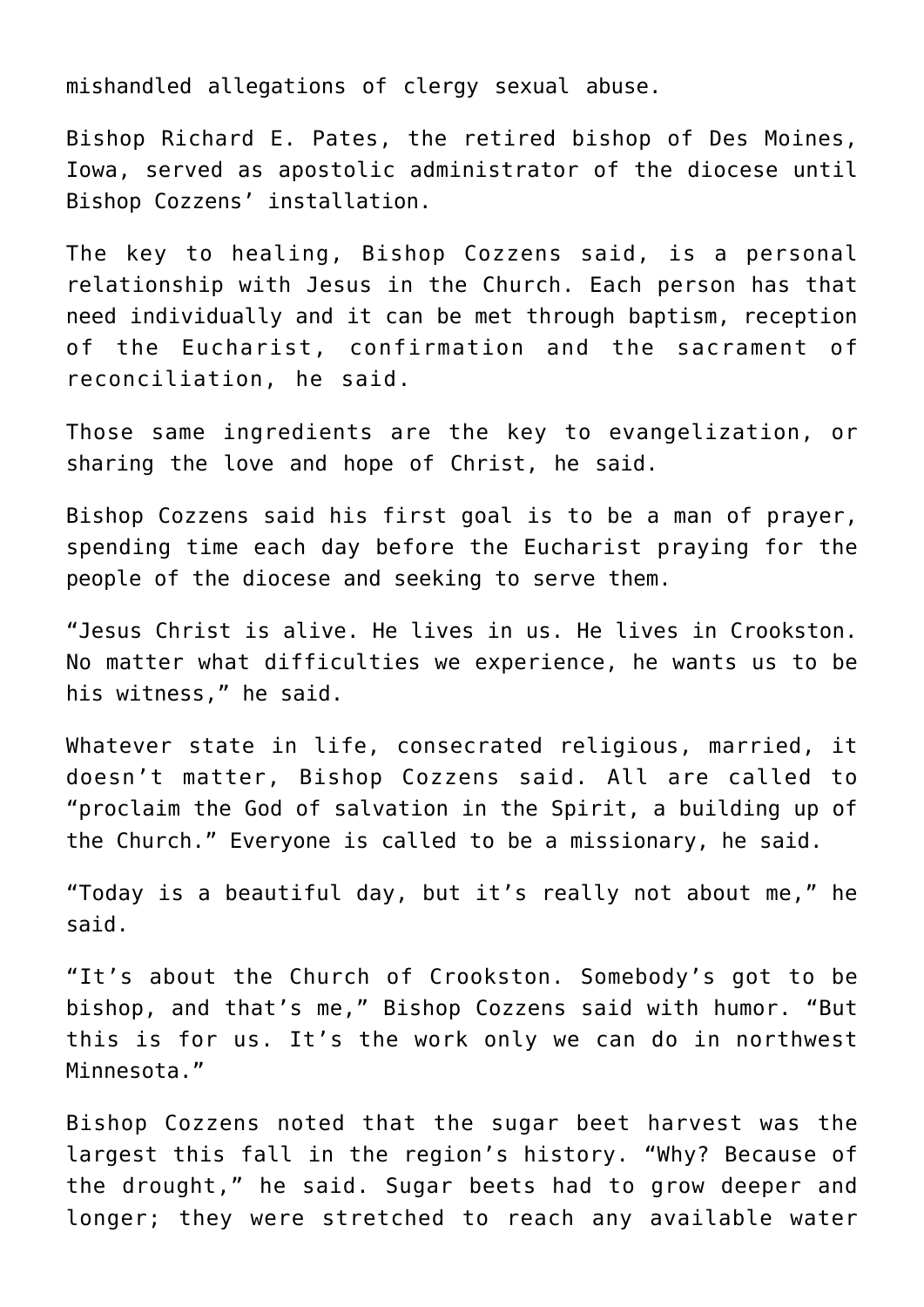mishandled allegations of clergy sexual abuse.

Bishop Richard E. Pates, the retired bishop of Des Moines, Iowa, served as apostolic administrator of the diocese until Bishop Cozzens' installation.

The key to healing, Bishop Cozzens said, is a personal relationship with Jesus in the Church. Each person has that need individually and it can be met through baptism, reception of the Eucharist, confirmation and the sacrament of reconciliation, he said.

Those same ingredients are the key to evangelization, or sharing the love and hope of Christ, he said.

Bishop Cozzens said his first goal is to be a man of prayer, spending time each day before the Eucharist praying for the people of the diocese and seeking to serve them.

"Jesus Christ is alive. He lives in us. He lives in Crookston. No matter what difficulties we experience, he wants us to be his witness," he said.

Whatever state in life, consecrated religious, married, it doesn't matter, Bishop Cozzens said. All are called to "proclaim the God of salvation in the Spirit, a building up of the Church." Everyone is called to be a missionary, he said.

"Today is a beautiful day, but it's really not about me," he said.

"It's about the Church of Crookston. Somebody's got to be bishop, and that's me," Bishop Cozzens said with humor. "But this is for us. It's the work only we can do in northwest Minnesota."

Bishop Cozzens noted that the sugar beet harvest was the largest this fall in the region's history. "Why? Because of the drought," he said. Sugar beets had to grow deeper and longer; they were stretched to reach any available water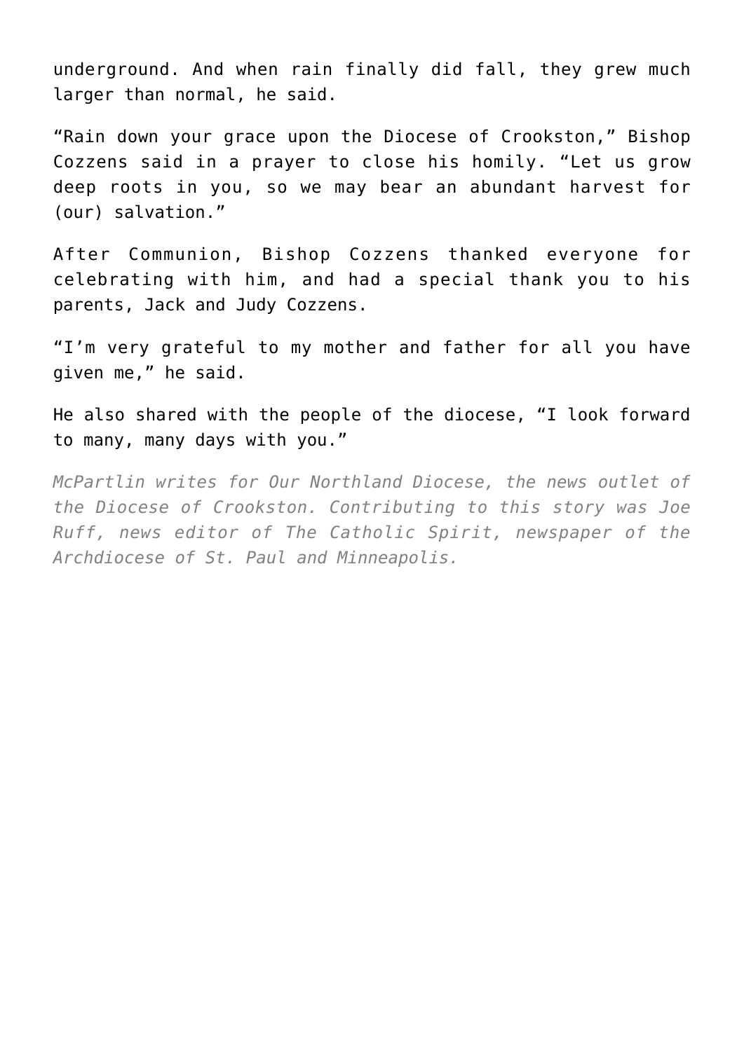underground. And when rain finally did fall, they grew much larger than normal, he said.

"Rain down your grace upon the Diocese of Crookston," Bishop Cozzens said in a prayer to close his homily. "Let us grow deep roots in you, so we may bear an abundant harvest for (our) salvation."

After Communion, Bishop Cozzens thanked everyone for celebrating with him, and had a special thank you to his parents, Jack and Judy Cozzens.

"I'm very grateful to my mother and father for all you have given me," he said.

He also shared with the people of the diocese, "I look forward to many, many days with you."

*McPartlin writes for Our Northland Diocese, the news outlet of the Diocese of Crookston. Contributing to this story was Joe Ruff, news editor of The Catholic Spirit, newspaper of the Archdiocese of St. Paul and Minneapolis.*